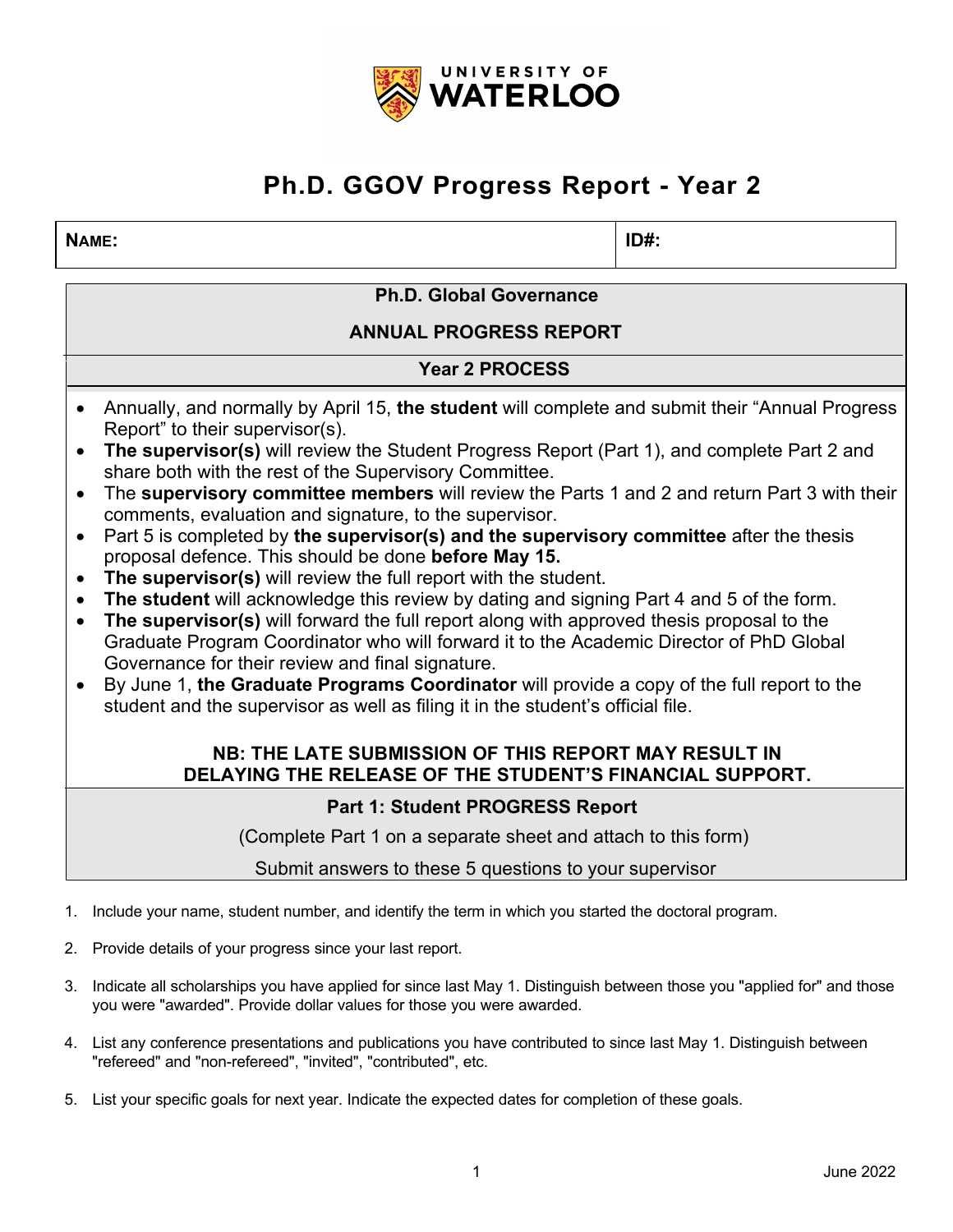# Ph.D. GGOV Progress Report - Year 2

| NAME: | ID#: |
|---|---|

## Ph.D. Global Governance

## ANNUAL PROGRESS REPORT

### Year 2 PROCESS

- Annually, and normally by April 15, **the student** will complete and submit their "Annual Progress Report" to their supervisor(s).
- **The supervisor(s)** will review the Student Progress Report (Part 1), and complete Part 2 and share both with the rest of the Supervisory Committee.
- The **supervisory committee members** will review the Parts 1 and 2 and return Part 3 with their comments, evaluation and signature, to the supervisor.
- Part 5 is completed by **the supervisor(s) and the supervisory committee** after the thesis proposal defence. This should be done **before May 15.**
- **The supervisor(s)** will review the full report with the student.
- **The student** will acknowledge this review by dating and signing Part 4 and 5 of the form.
- **The supervisor(s)** will forward the full report along with approved thesis proposal to the Graduate Program Coordinator who will forward it to the Academic Director of PhD Global Governance for their review and final signature.
- By June 1, **the Graduate Programs Coordinator** will provide a copy of the full report to the student and the supervisor as well as filing it in the student's official file.

**NB: THE LATE SUBMISSION OF THIS REPORT MAY RESULT IN DELAYING THE RELEASE OF THE STUDENT'S FINANCIAL SUPPORT.**

### Part 1: Student PROGRESS Report

(Complete Part 1 on a separate sheet and attach to this form)

Submit answers to these 5 questions to your supervisor

1. Include your name, student number, and identify the term in which you started the doctoral program.
2. Provide details of your progress since your last report.
3. Indicate all scholarships you have applied for since last May 1. Distinguish between those you "applied for" and those you were "awarded". Provide dollar values for those you were awarded.
4. List any conference presentations and publications you have contributed to since last May 1. Distinguish between "refereed" and "non-refereed", "invited", "contributed", etc.
5. List your specific goals for next year. Indicate the expected dates for completion of these goals.

June 2022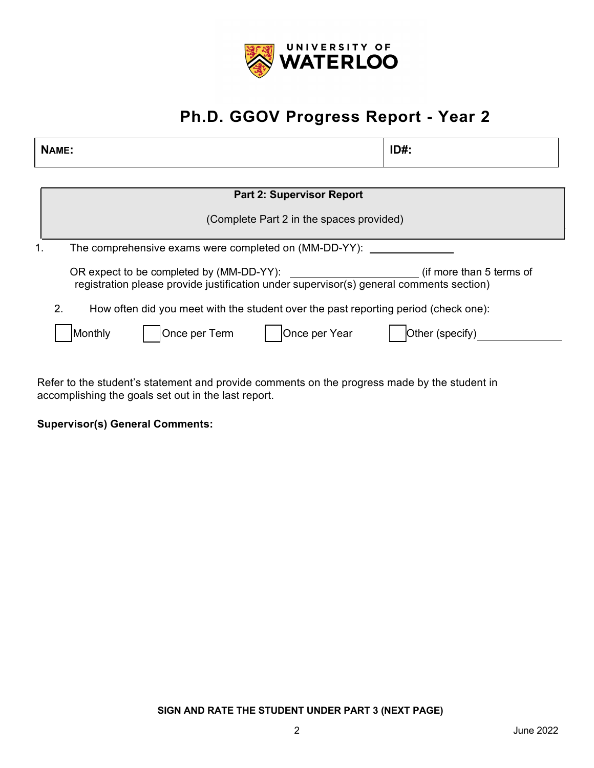# Ph.D. GGOV Progress Report - Year 2

| NAME: | ID#: |
| --- | --- |

**Part 2: Supervisor Report**

(Complete Part 2 in the spaces provided)

1. The comprehensive exams were completed on (MM-DD-YY): ____________

   OR expect to be completed by (MM-DD-YY): ____________________ (if more than 5 terms of registration please provide justification under supervisor(s) general comments section)

2. How often did you meet with the student over the past reporting period (check one):

☐ Monthly ☐ Once per Term ☐ Once per Year ☐ Other (specify)____________

Refer to the student's statement and provide comments on the progress made by the student in accomplishing the goals set out in the last report.

**Supervisor(s) General Comments:**

**SIGN AND RATE THE STUDENT UNDER PART 3 (NEXT PAGE)**

June 2022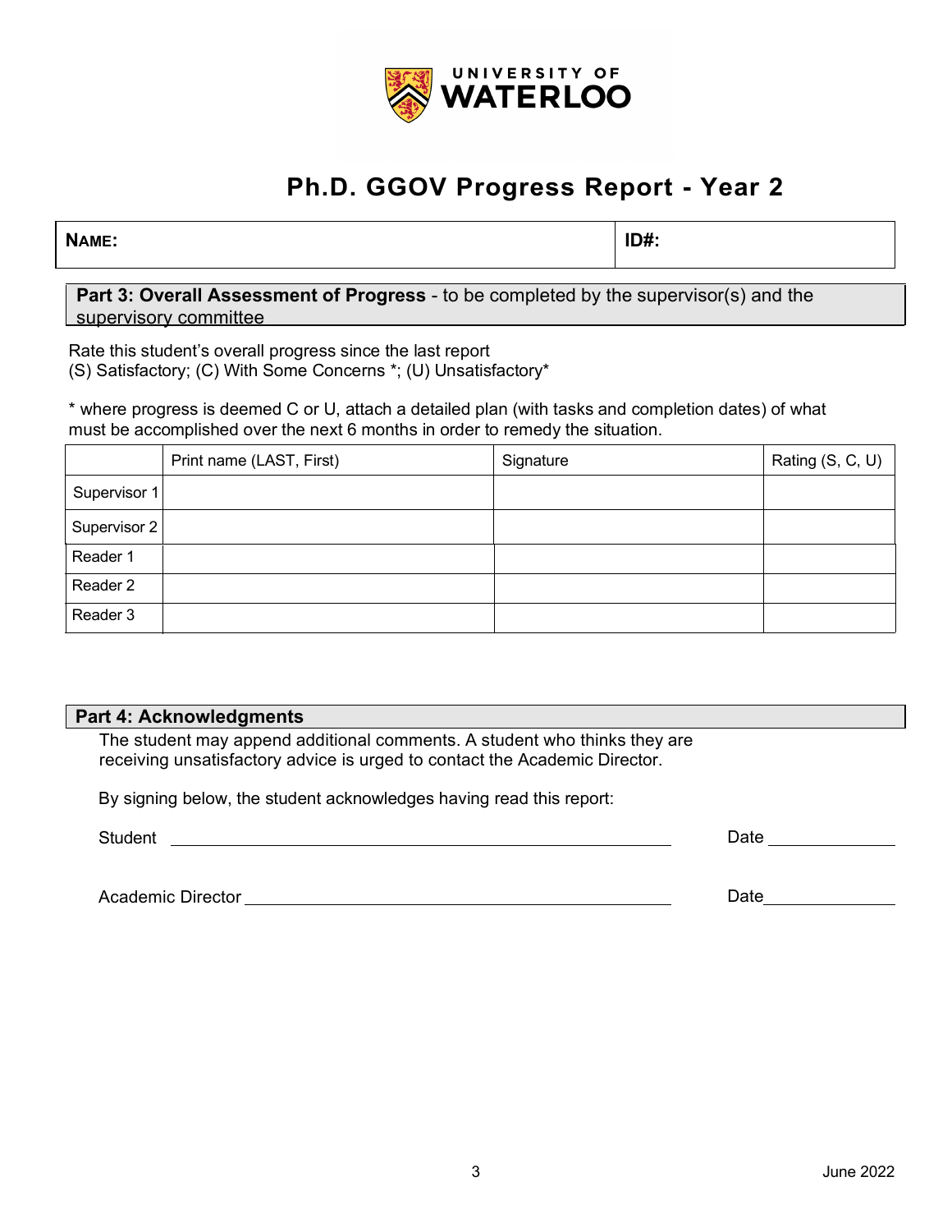UNIVERSITY OF WATERLOO

# Ph.D. GGOV Progress Report - Year 2

| **NAME:** | **ID#:** |
|---|---|
| | |

## Part 3: Overall Assessment of Progress - to be completed by the supervisor(s) and the supervisory committee

Rate this student's overall progress since the last report
(S) Satisfactory; (C) With Some Concerns *; (U) Unsatisfactory*

* where progress is deemed C or U, attach a detailed plan (with tasks and completion dates) of what must be accomplished over the next 6 months in order to remedy the situation.

| | Print name (LAST, First) | Signature | Rating (S, C, U) |
|---|---|---|---|
| Supervisor 1 | | | |
| Supervisor 2 | | | |
| Reader 1 | | | |
| Reader 2 | | | |
| Reader 3 | | | |

## Part 4: Acknowledgments

The student may append additional comments. A student who thinks they are receiving unsatisfactory advice is urged to contact the Academic Director.

By signing below, the student acknowledges having read this report:

Student ______________________________ Date __________

Academic Director ______________________________ Date __________

June 2022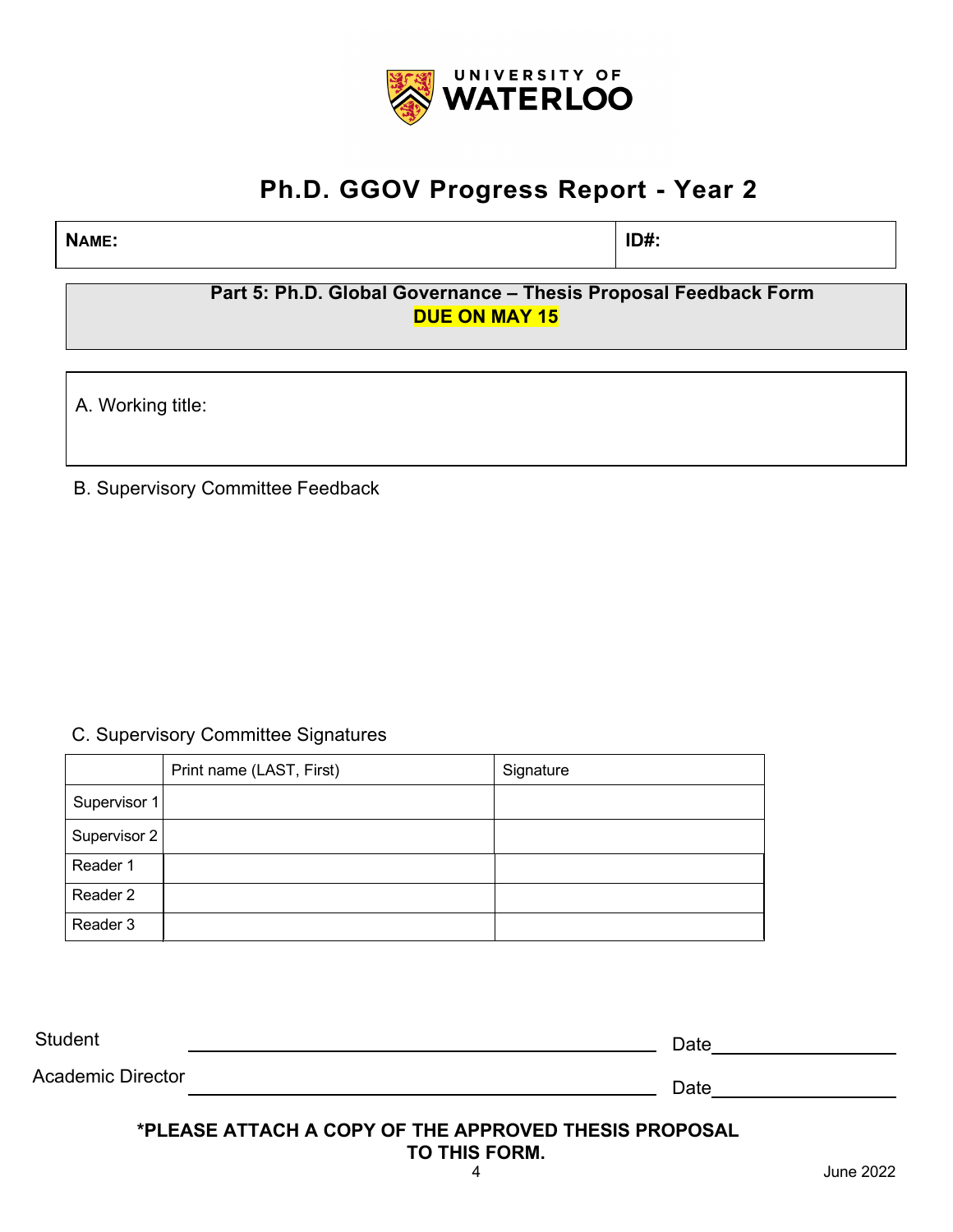UNIVERSITY OF WATERLOO

# Ph.D. GGOV Progress Report - Year 2

| NAME: | ID#: |
|---|---|

**Part 5: Ph.D. Global Governance – Thesis Proposal Feedback Form**
**DUE ON MAY 15**

A. Working title:

B. Supervisory Committee Feedback

C. Supervisory Committee Signatures

| | Print name (LAST, First) | Signature |
|---|---|---|
| Supervisor 1 | | |
| Supervisor 2 | | |
| Reader 1 | | |
| Reader 2 | | |
| Reader 3 | | |

Student ______________________________ Date ____________

Academic Director ______________________________ Date ____________

**\*PLEASE ATTACH A COPY OF THE APPROVED THESIS PROPOSAL TO THIS FORM.**

June 2022